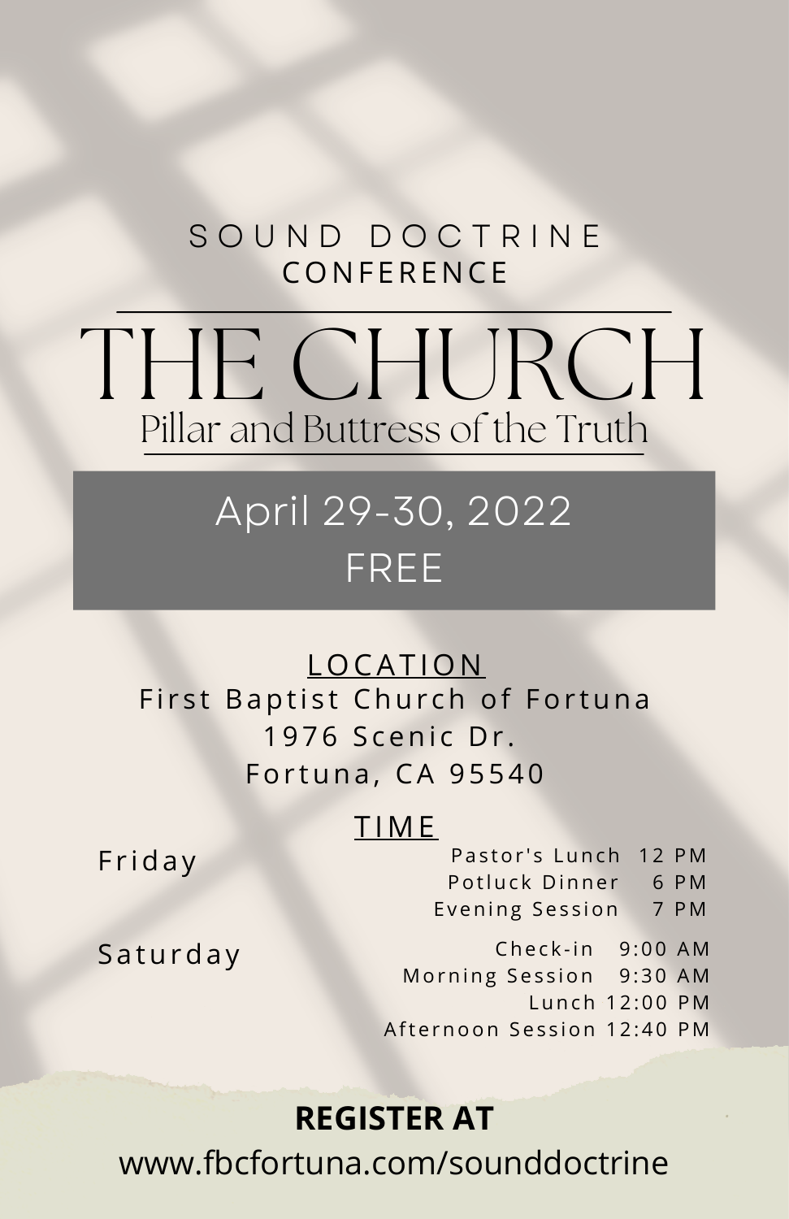SOUND DOCTRINE CONFERENCE

# THE CHURCH

## Pillar and Buttress of the Truth

**April 29-30, 2022**

**FREE**

### LOCATION

First Baptist Church of Fortuna
1976 Scenic Dr.
Fortuna, CA 95540

### TIME

| Day | Event | Time |
| --- | --- | --- |
| Friday | Pastor's Lunch | 12 PM |
| | Potluck Dinner | 6 PM |
| | Evening Session | 7 PM |
| Saturday | Check-in | 9:00 AM |
| | Morning Session | 9:30 AM |
| | Lunch | 12:00 PM |
| | Afternoon Session | 12:40 PM |

**REGISTER AT**

www.fbcfortuna.com/sounddoctrine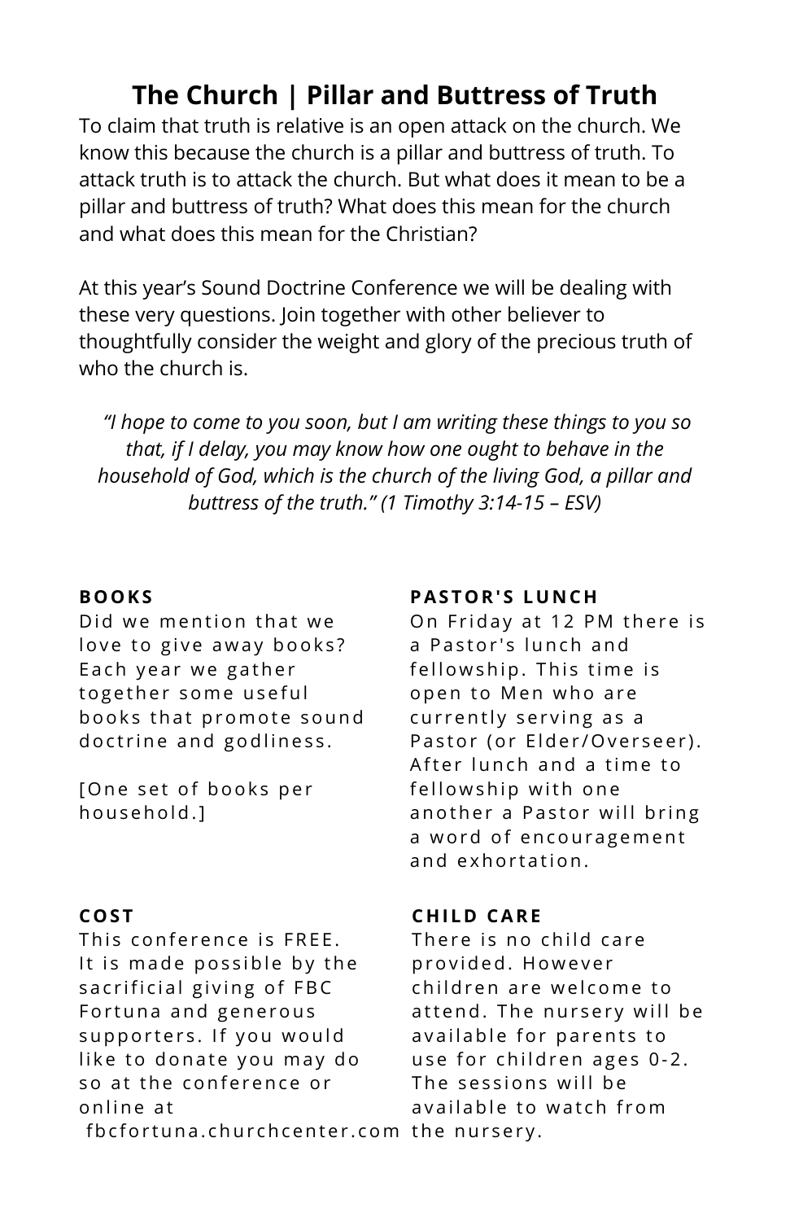# The Church | Pillar and Buttress of Truth

To claim that truth is relative is an open attack on the church. We know this because the church is a pillar and buttress of truth. To attack truth is to attack the church. But what does it mean to be a pillar and buttress of truth? What does this mean for the church and what does this mean for the Christian?

At this year's Sound Doctrine Conference we will be dealing with these very questions. Join together with other believer to thoughtfully consider the weight and glory of the precious truth of who the church is.

*"I hope to come to you soon, but I am writing these things to you so that, if I delay, you may know how one ought to behave in the household of God, which is the church of the living God, a pillar and buttress of the truth." (1 Timothy 3:14-15 – ESV)*

**BOOKS**

Did we mention that we love to give away books? Each year we gather together some useful books that promote sound doctrine and godliness.

[One set of books per household.]

**PASTOR'S LUNCH**

On Friday at 12 PM there is a Pastor's lunch and fellowship. This time is open to Men who are currently serving as a Pastor (or Elder/Overseer). After lunch and a time to fellowship with one another a Pastor will bring a word of encouragement and exhortation.

**COST**

This conference is FREE. It is made possible by the sacrificial giving of FBC Fortuna and generous supporters. If you would like to donate you may do so at the conference or online at fbcfortuna.churchcenter.com

**CHILD CARE**

There is no child care provided. However children are welcome to attend. The nursery will be available for parents to use for children ages 0-2. The sessions will be available to watch from the nursery.